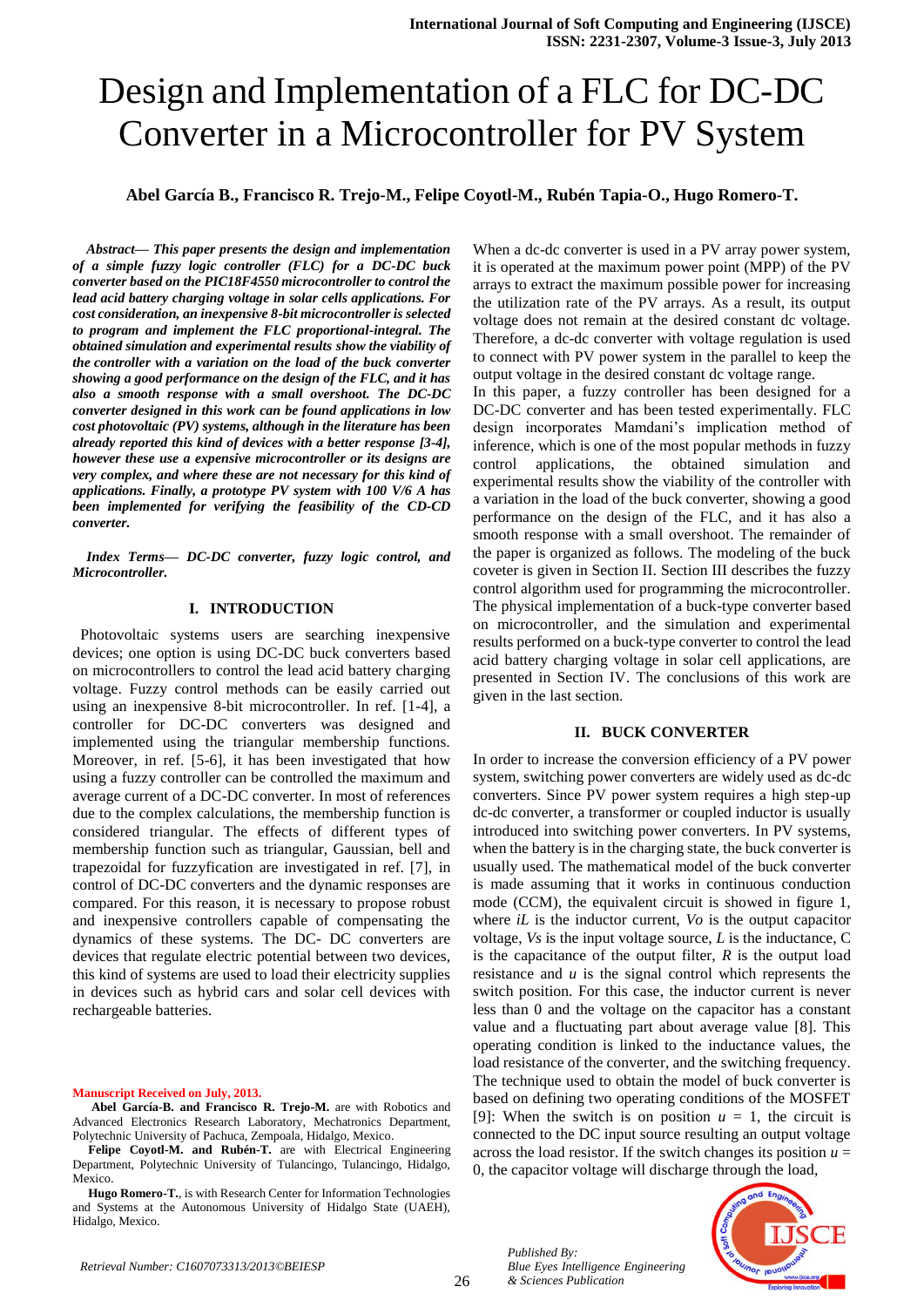# Design and Implementation of a FLC for DC-DC Converter in a Microcontroller for PV System

**Abel García B., Francisco R. Trejo-M., Felipe Coyotl-M., Rubén Tapia-O., Hugo Romero-T.**

***Abstract— This paper presents the design and implementation of a simple fuzzy logic controller (FLC) for a DC-DC buck converter based on the PIC18F4550 microcontroller to control the lead acid battery charging voltage in solar cells applications. For cost consideration, an inexpensive 8-bit microcontroller is selected to program and implement the FLC proportional-integral. The obtained simulation and experimental results show the viability of the controller with a variation on the load of the buck converter showing a good performance on the design of the FLC, and it has also a smooth response with a small overshoot. The DC-DC converter designed in this work can be found applications in low cost photovoltaic (PV) systems, although in the literature has been already reported this kind of devices with a better response [3-4], however these use a expensive microcontroller or its designs are very complex, and where these are not necessary for this kind of applications. Finally, a prototype PV system with 100 V/6 A has been implemented for verifying the feasibility of the CD-CD converter.***

***Index Terms— DC-DC converter, fuzzy logic control, and Microcontroller.***

## I. INTRODUCTION

Photovoltaic systems users are searching inexpensive devices; one option is using DC-DC buck converters based on microcontrollers to control the lead acid battery charging voltage. Fuzzy control methods can be easily carried out using an inexpensive 8-bit microcontroller. In ref. [1-4], a controller for DC-DC converters was designed and implemented using the triangular membership functions. Moreover, in ref. [5-6], it has been investigated that how using a fuzzy controller can be controlled the maximum and average current of a DC-DC converter. In most of references due to the complex calculations, the membership function is considered triangular. The effects of different types of membership function such as triangular, Gaussian, bell and trapezoidal for fuzzyfication are investigated in ref. [7], in control of DC-DC converters and the dynamic responses are compared. For this reason, it is necessary to propose robust and inexpensive controllers capable of compensating the dynamics of these systems. The DC- DC converters are devices that regulate electric potential between two devices, this kind of systems are used to load their electricity supplies in devices such as hybrid cars and solar cell devices with rechargeable batteries.

When a dc-dc converter is used in a PV array power system, it is operated at the maximum power point (MPP) of the PV arrays to extract the maximum possible power for increasing the utilization rate of the PV arrays. As a result, its output voltage does not remain at the desired constant dc voltage. Therefore, a dc-dc converter with voltage regulation is used to connect with PV power system in the parallel to keep the output voltage in the desired constant dc voltage range.

In this paper, a fuzzy controller has been designed for a DC-DC converter and has been tested experimentally. FLC design incorporates Mamdani's implication method of inference, which is one of the most popular methods in fuzzy control applications, the obtained simulation and experimental results show the viability of the controller with a variation in the load of the buck converter, showing a good performance on the design of the FLC, and it has also a smooth response with a small overshoot. The remainder of the paper is organized as follows. The modeling of the buck coveter is given in Section II. Section III describes the fuzzy control algorithm used for programming the microcontroller. The physical implementation of a buck-type converter based on microcontroller, and the simulation and experimental results performed on a buck-type converter to control the lead acid battery charging voltage in solar cell applications, are presented in Section IV. The conclusions of this work are given in the last section.

## II. BUCK CONVERTER

In order to increase the conversion efficiency of a PV power system, switching power converters are widely used as dc-dc converters. Since PV power system requires a high step-up dc-dc converter, a transformer or coupled inductor is usually introduced into switching power converters. In PV systems, when the battery is in the charging state, the buck converter is usually used. The mathematical model of the buck converter is made assuming that it works in continuous conduction mode (CCM), the equivalent circuit is showed in figure 1, where $iL$ is the inductor current, $Vo$ is the output capacitor voltage, $Vs$ is the input voltage source, $L$ is the inductance, C is the capacitance of the output filter, $R$ is the output load resistance and $u$ is the signal control which represents the switch position. For this case, the inductor current is never less than 0 and the voltage on the capacitor has a constant value and a fluctuating part about average value [8]. This operating condition is linked to the inductance values, the load resistance of the converter, and the switching frequency. The technique used to obtain the model of buck converter is based on defining two operating conditions of the MOSFET [9]: When the switch is on position $u = 1$, the circuit is connected to the DC input source resulting an output voltage across the load resistor. If the switch changes its position $u = 0$, the capacitor voltage will discharge through the load,

**Manuscript Received on July, 2013.**

**Abel García-B. and Francisco R. Trejo-M.** are with Robotics and Advanced Electronics Research Laboratory, Mechatronics Department, Polytechnic University of Pachuca, Zempoala, Hidalgo, Mexico.

**Felipe Coyotl-M. and Rubén-T.** are with Electrical Engineering Department, Polytechnic University of Tulancingo, Tulancingo, Hidalgo, Mexico.

**Hugo Romero-T.**, is with Research Center for Information Technologies and Systems at the Autonomous University of Hidalgo State (UAEH), Hidalgo, Mexico.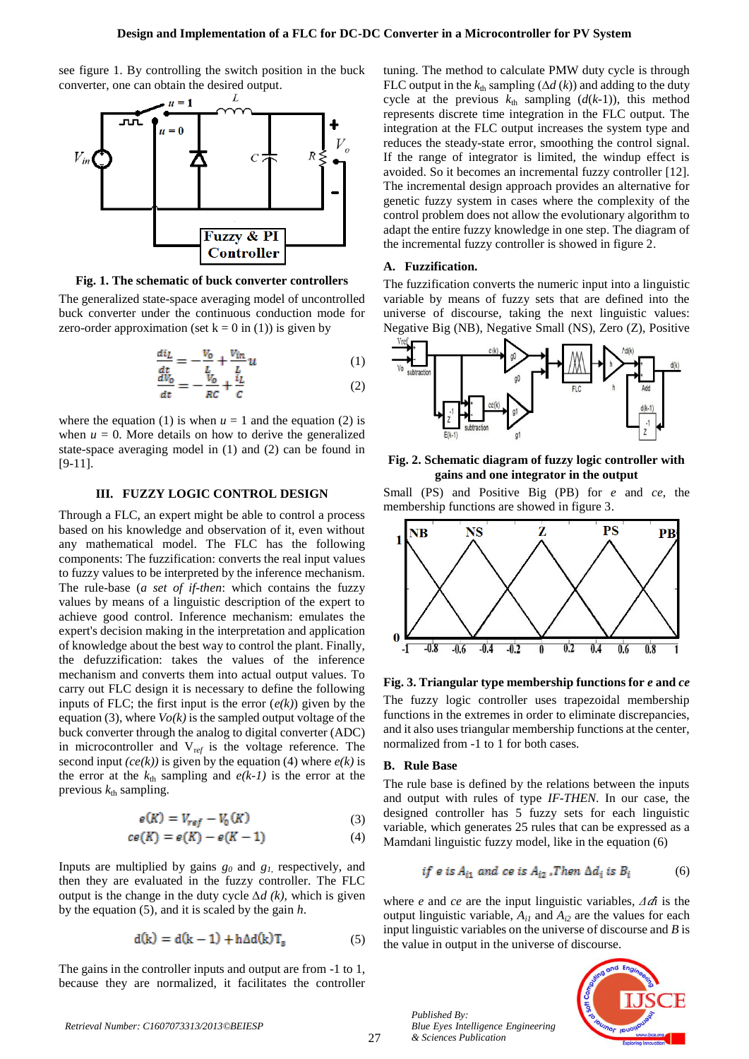see figure 1. By controlling the switch position in the buck converter, one can obtain the desired output.

**Fig. 1. The schematic of buck converter controllers**

The generalized state-space averaging model of uncontrolled buck converter under the continuous conduction mode for zero-order approximation (set k = 0 in (1)) is given by

$$\frac{di_L}{dt} = -\frac{V_0}{L} + \frac{V_{in}}{L}u \tag{1}$$

$$\frac{dV_0}{dt} = -\frac{V_0}{RC} + \frac{i_L}{C} \tag{2}$$

where the equation (1) is when $u = 1$ and the equation (2) is when $u = 0$. More details on how to derive the generalized state-space averaging model in (1) and (2) can be found in [9-11].

## III. FUZZY LOGIC CONTROL DESIGN

Through a FLC, an expert might be able to control a process based on his knowledge and observation of it, even without any mathematical model. The FLC has the following components: The fuzzification: converts the real input values to fuzzy values to be interpreted by the inference mechanism. The rule-base (*a set of if-then*: which contains the fuzzy values by means of a linguistic description of the expert to achieve good control. Inference mechanism: emulates the expert's decision making in the interpretation and application of knowledge about the best way to control the plant. Finally, the defuzzification: takes the values of the inference mechanism and converts them into actual output values. To carry out FLC design it is necessary to define the following inputs of FLC; the first input is the error (*e(k)*) given by the equation (3), where *Vo(k)* is the sampled output voltage of the buck converter through the analog to digital converter (ADC) in microcontroller and $V_{ref}$ is the voltage reference. The second input *(ce(k))* is given by the equation (4) where *e(k)* is the error at the $k_{th}$ sampling and *e(k-1)* is the error at the previous $k_{th}$ sampling.

$$e(K) = V_{ref} - V_0(K) \tag{3}$$

$$ce(K) = e(K) - e(K-1) \tag{4}$$

Inputs are multiplied by gains $g_0$ and $g_1$, respectively, and then they are evaluated in the fuzzy controller. The FLC output is the change in the duty cycle $\Delta d\ (k)$, which is given by the equation (5), and it is scaled by the gain *h*.

$$d(k) = d(k-1) + h\Delta d(k)T_s \tag{5}$$

The gains in the controller inputs and output are from -1 to 1, because they are normalized, it facilitates the controller tuning. The method to calculate PMW duty cycle is through FLC output in the $k_{th}$ sampling ($\Delta d\ (k)$) and adding to the duty cycle at the previous $k_{th}$ sampling ($d(k$-1)), this method represents discrete time integration in the FLC output. The integration at the FLC output increases the system type and reduces the steady-state error, smoothing the control signal. If the range of integrator is limited, the windup effect is avoided. So it becomes an incremental fuzzy controller [12]. The incremental design approach provides an alternative for genetic fuzzy system in cases where the complexity of the control problem does not allow the evolutionary algorithm to adapt the entire fuzzy knowledge in one step. The diagram of the incremental fuzzy controller is showed in figure 2.

### A. Fuzzification.

The fuzzification converts the numeric input into a linguistic variable by means of fuzzy sets that are defined into the universe of discourse, taking the next linguistic values: Negative Big (NB), Negative Small (NS), Zero (Z), Positive Small (PS) and Positive Big (PB) for *e* and *ce*, the membership functions are showed in figure 3.

**Fig. 2. Schematic diagram of fuzzy logic controller with gains and one integrator in the output**

**Fig. 3. Triangular type membership functions for *e* and *ce***

The fuzzy logic controller uses trapezoidal membership functions in the extremes in order to eliminate discrepancies, and it also uses triangular membership functions at the center, normalized from -1 to 1 for both cases.

### B. Rule Base

The rule base is defined by the relations between the inputs and output with rules of type *IF-THEN.* In our case, the designed controller has 5 fuzzy sets for each linguistic variable, which generates 25 rules that can be expressed as a Mamdani linguistic fuzzy model, like in the equation (6)

$$\text{if } e \text{ is } A_{i1} \text{ and } ce \text{ is } A_{i2}\ \text{,Then } \Delta d_i \text{ is } B_i \tag{6}$$

where *e* and *ce* are the input linguistic variables, $\Delta d_i$ is the output linguistic variable, $A_{i1}$ and $A_{i2}$ are the values for each input linguistic variables on the universe of discourse and *B* is the value in output in the universe of discourse.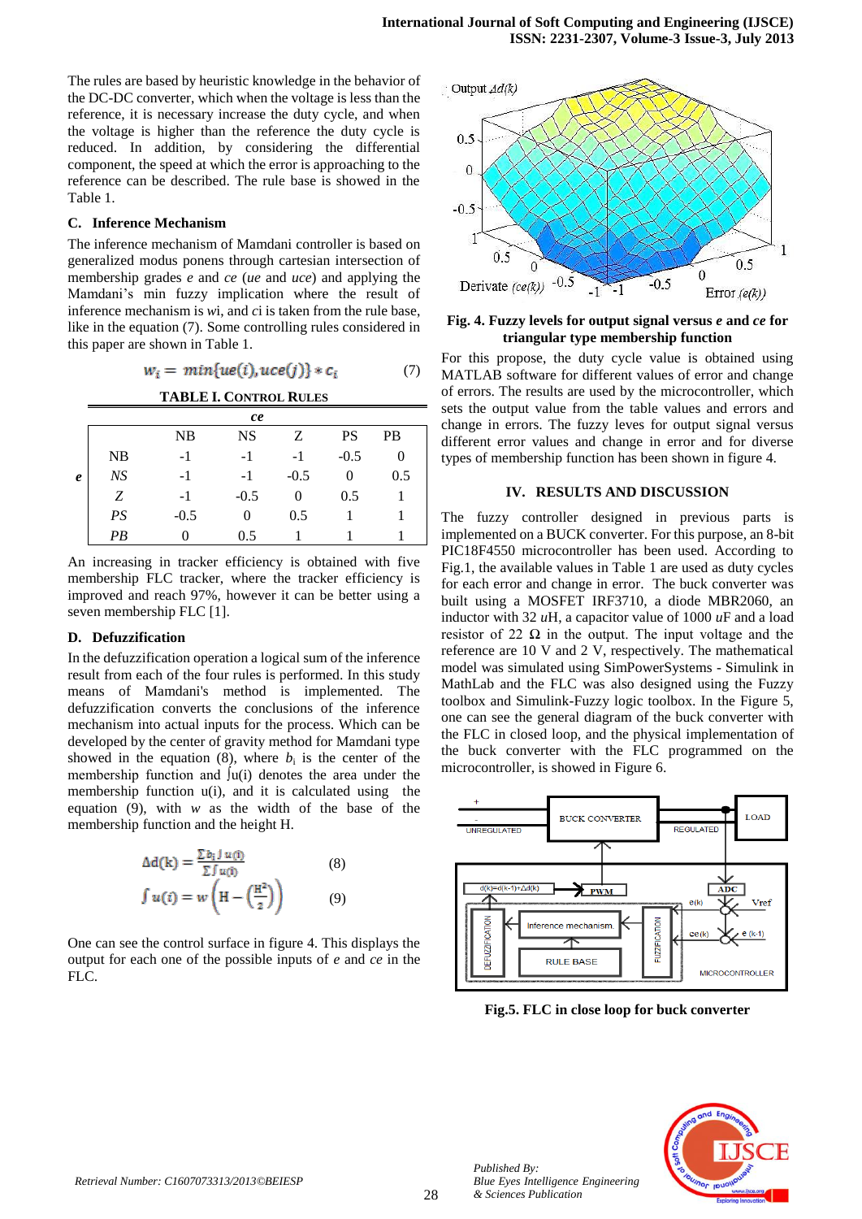The rules are based by heuristic knowledge in the behavior of the DC-DC converter, which when the voltage is less than the reference, it is necessary increase the duty cycle, and when the voltage is higher than the reference the duty cycle is reduced. In addition, by considering the differential component, the speed at which the error is approaching to the reference can be described. The rule base is showed in the Table 1.

### C. Inference Mechanism

The inference mechanism of Mamdani controller is based on generalized modus ponens through cartesian intersection of membership grades *e* and *ce* (*ue* and *uce*) and applying the Mamdani's min fuzzy implication where the result of inference mechanism is *wi*, and *ci* is taken from the rule base, like in the equation (7). Some controlling rules considered in this paper are shown in Table 1.

$$w_i = min\{ue(i), uce(j)\} * c_i \tag{7}$$

**TABLE I. CONTROL RULES**

| | | *ce* | | | | |
|---|---|---|---|---|---|---|
| | | NB | NS | Z | PS | PB |
| ***e*** | NB | -1 | -1 | -1 | -0.5 | 0 |
| | *NS* | -1 | -1 | -0.5 | 0 | 0.5 |
| | *Z* | -1 | -0.5 | 0 | 0.5 | 1 |
| | *PS* | -0.5 | 0 | 0.5 | 1 | 1 |
| | *PB* | 0 | 0.5 | 1 | 1 | 1 |

An increasing in tracker efficiency is obtained with five membership FLC tracker, where the tracker efficiency is improved and reach 97%, however it can be better using a seven membership FLC [1].

### D. Defuzzification

In the defuzzification operation a logical sum of the inference result from each of the four rules is performed. In this study means of Mamdani's method is implemented. The defuzzification converts the conclusions of the inference mechanism into actual inputs for the process. Which can be developed by the center of gravity method for Mamdani type showed in the equation (8), where $b_i$ is the center of the membership function and ∫u(i) denotes the area under the membership function u(i), and it is calculated using the equation (9), with *w* as the width of the base of the membership function and the height H.

$$\Delta d(k) = \frac{\sum b_i \int u(i)}{\sum \int u(i)} \tag{8}$$

$$\int u(i) = w\left(H - \left(\frac{H^2}{2}\right)\right) \tag{9}$$

One can see the control surface in figure 4. This displays the output for each one of the possible inputs of *e* and *ce* in the FLC.

**Fig. 4. Fuzzy levels for output signal versus *e* and *ce* for triangular type membership function**

For this propose, the duty cycle value is obtained using MATLAB software for different values of error and change of errors. The results are used by the microcontroller, which sets the output value from the table values and errors and change in errors. The fuzzy leves for output signal versus different error values and change in error and for diverse types of membership function has been shown in figure 4.

## IV. RESULTS AND DISCUSSION

The fuzzy controller designed in previous parts is implemented on a BUCK converter. For this purpose, an 8-bit PIC18F4550 microcontroller has been used. According to Fig.1, the available values in Table 1 are used as duty cycles for each error and change in error. The buck converter was built using a MOSFET IRF3710, a diode MBR2060, an inductor with 32 *u*H, a capacitor value of 1000 *u*F and a load resistor of 22 Ω in the output. The input voltage and the reference are 10 V and 2 V, respectively. The mathematical model was simulated using SimPowerSystems - Simulink in MathLab and the FLC was also designed using the Fuzzy toolbox and Simulink-Fuzzy logic toolbox. In the Figure 5, one can see the general diagram of the buck converter with the FLC in closed loop, and the physical implementation of the buck converter with the FLC programmed on the microcontroller, is showed in Figure 6.

**Fig.5. FLC in close loop for buck converter**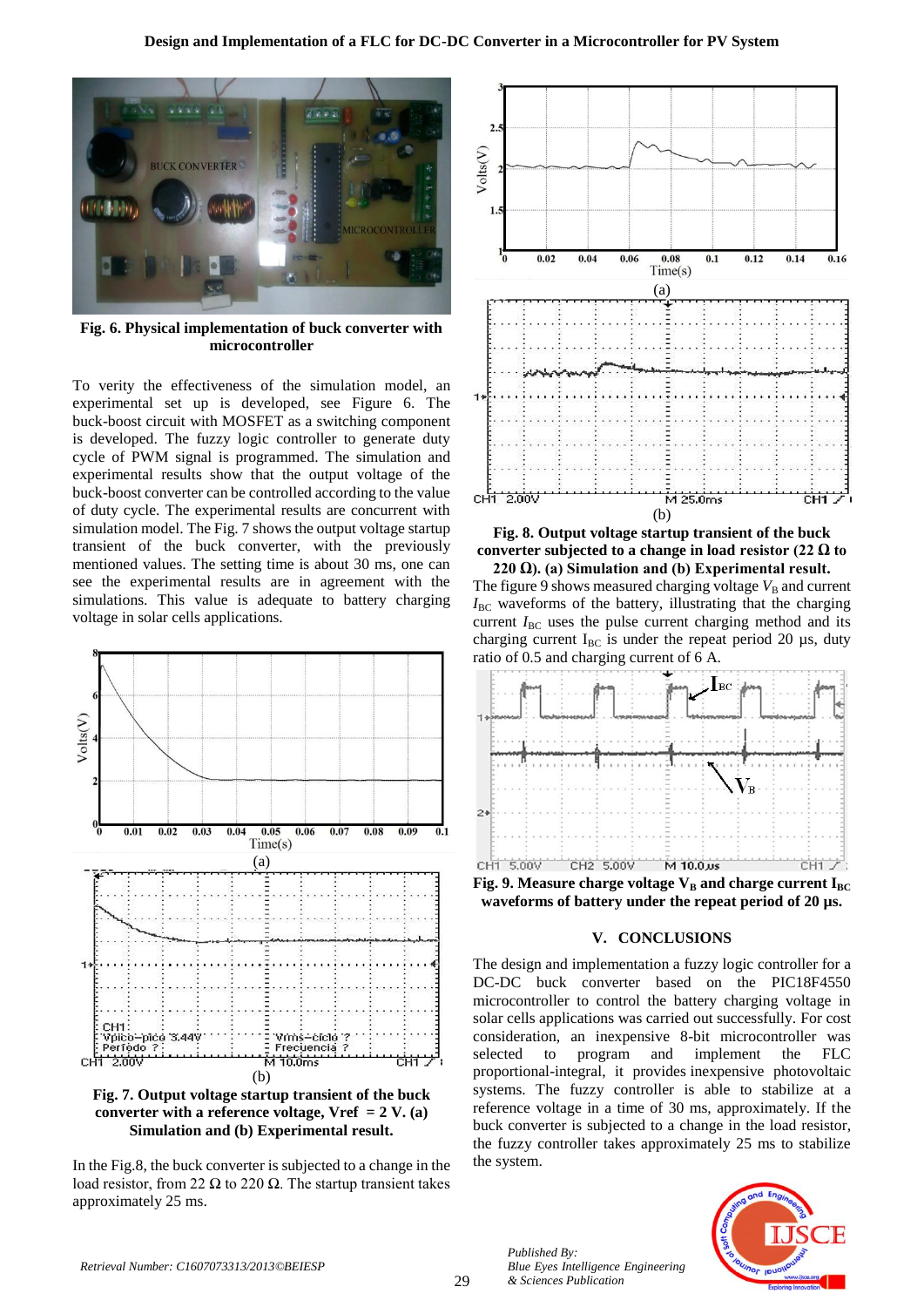Fig. 6. Physical implementation of buck converter with microcontroller

To verity the effectiveness of the simulation model, an experimental set up is developed, see Figure 6. The buck-boost circuit with MOSFET as a switching component is developed. The fuzzy logic controller to generate duty cycle of PWM signal is programmed. The simulation and experimental results show that the output voltage of the buck-boost converter can be controlled according to the value of duty cycle. The experimental results are concurrent with simulation model. The Fig. 7 shows the output voltage startup transient of the buck converter, with the previously mentioned values. The setting time is about 30 ms, one can see the experimental results are in agreement with the simulations. This value is adequate to battery charging voltage in solar cells applications.

Fig. 7. Output voltage startup transient of the buck converter with a reference voltage, Vref = 2 V. (a) Simulation and (b) Experimental result.

In the Fig.8, the buck converter is subjected to a change in the load resistor, from 22 Ω to 220 Ω. The startup transient takes approximately 25 ms.

Fig. 8. Output voltage startup transient of the buck converter subjected to a change in load resistor (22 Ω to 220 Ω). (a) Simulation and (b) Experimental result.

The figure 9 shows measured charging voltage $V_B$ and current $I_{BC}$ waveforms of the battery, illustrating that the charging current $I_{BC}$ uses the pulse current charging method and its charging current $I_{BC}$ is under the repeat period 20 μs, duty ratio of 0.5 and charging current of 6 A.

Fig. 9. Measure charge voltage $V_B$ and charge current $I_{BC}$ waveforms of battery under the repeat period of 20 μs.

## V. CONCLUSIONS

The design and implementation a fuzzy logic controller for a DC-DC buck converter based on the PIC18F4550 microcontroller to control the battery charging voltage in solar cells applications was carried out successfully. For cost consideration, an inexpensive 8-bit microcontroller was selected to program and implement the FLC proportional-integral, it provides inexpensive photovoltaic systems. The fuzzy controller is able to stabilize at a reference voltage in a time of 30 ms, approximately. If the buck converter is subjected to a change in the load resistor, the fuzzy controller takes approximately 25 ms to stabilize the system.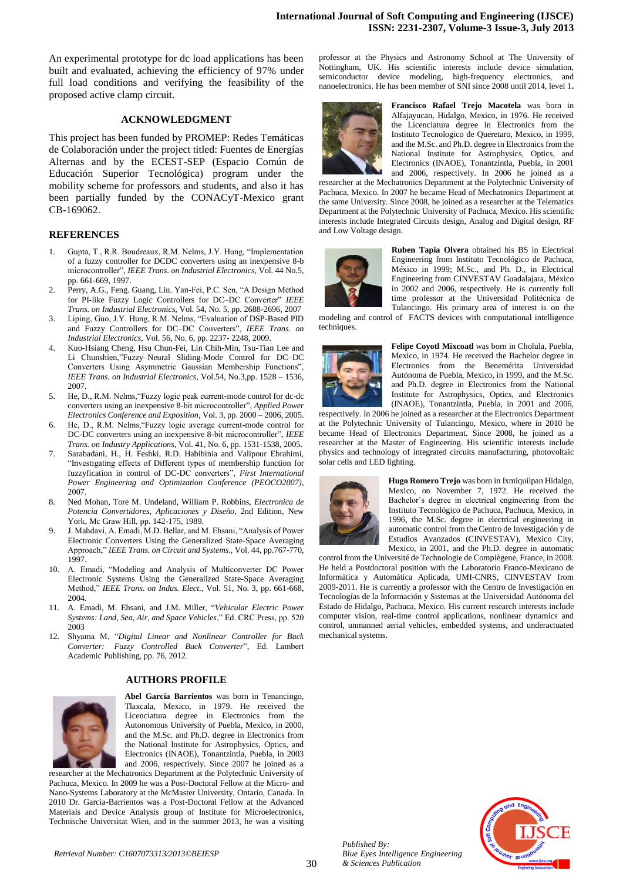An experimental prototype for dc load applications has been built and evaluated, achieving the efficiency of 97% under full load conditions and verifying the feasibility of the proposed active clamp circuit.

## ACKNOWLEDGMENT

This project has been funded by PROMEP: Redes Temáticas de Colaboración under the project titled: Fuentes de Energías Alternas and by the ECEST-SEP (Espacio Común de Educación Superior Tecnológica) program under the mobility scheme for professors and students, and also it has been partially funded by the CONACyT-Mexico grant CB-169062.

## REFERENCES

1. Gupta, T., R.R. Boudreaux, R.M. Nelms, J.Y. Hung, "Implementation of a fuzzy controller for DCDC converters using an inexpensive 8-b microcontroller", *IEEE Trans. on Industrial Electronics*, Vol. 44 No.5, pp. 661-669, 1997.
2. Perry, A.G., Feng. Guang, Liu. Yan-Fei, P.C. Sen, "A Design Method for PI-like Fuzzy Logic Controllers for DC–DC Converter" *IEEE Trans. on Industrial Electronics*, Vol. 54, No. 5, pp. 2688-2696, 2007
3. Liping, Guo, J.Y. Hung, R.M. Nelms, "Evaluation of DSP-Based PID and Fuzzy Controllers for DC–DC Converters", *IEEE Trans. on Industrial Electronics*, Vol. 56, No. 6, pp. 2237- 2248, 2009.
4. Kuo-Hsiang Cheng, Hsu Chun-Fei, Lin Chih-Min, Tsu-Tian Lee and Li Chunshien,"Fuzzy–Neural Sliding-Mode Control for DC–DC Converters Using Asymmetric Gaussian Membership Functions", *IEEE Trans. on Industrial Electronics*, Vol.54, No.3,pp. 1528 – 1536, 2007.
5. He, D., R.M. Nelms,"Fuzzy logic peak current-mode control for dc-dc converters using an inexpensive 8-bit microcontroller", *Applied Power Electronics Conference and Exposition*, Vol. 3, pp. 2000 – 2006, 2005.
6. He, D., R.M. Nelms,"Fuzzy logic average current-mode control for DC-DC converters using an inexpensive 8-bit microcontroller", *IEEE Trans. on Industry Applications*, Vol. 41, No. 6, pp. 1531-1538, 2005.
7. Sarabadani, H., H. Feshki, R.D. Habibinia and Valipour Ebrahimi, "Investigating effects of Different types of membership function for fuzzyfication in control of DC-DC converters", *First International Power Engineering and Optimization Conference (PEOCO2007)*, 2007.
8. Ned Mohan, Tore M. Undeland, William P. Robbins, *Electronica de Potencia Convertidores, Aplicaciones y Diseño*, 2nd Edition, New York, Mc Graw Hill, pp. 142-175, 1989.
9. J. Mahdavi, A. Emadi, M.D. Bellar, and M. Ehsani, "Analysis of Power Electronic Converters Using the Generalized State-Space Averaging Approach," *IEEE Trans. on Circuit and Systems.*, Vol. 44, pp.767-770, 1997.
10. A. Emadi, "Modeling and Analysis of Multiconverter DC Power Electronic Systems Using the Generalized State-Space Averaging Method," *IEEE Trans. on Indus. Elect.*, Vol. 51, No. 3, pp. 661-668, 2004.
11. A. Emadi, M. Ehsani, and J.M. Miller, "*Vehicular Electric Power Systems: Land, Sea, Air, and Space Vehicles*," Ed. CRC Press, pp. 520 2003
12. Shyama M, "*Digital Linear and Nonlinear Controller for Buck Converter: Fuzzy Controlled Buck Converter*", Ed. Lambert Academic Publishing, pp. 76, 2012.

## AUTHORS PROFILE

**Abel García Barrientos** was born in Tenancingo, Tlaxcala, Mexico, in 1979. He received the Licenciatura degree in Electronics from the Autonomous University of Puebla, Mexico, in 2000, and the M.Sc. and Ph.D. degree in Electronics from the National Institute for Astrophysics, Optics, and Electronics (INAOE), Tonantzintla, Puebla, in 2003 and 2006, respectively. Since 2007 he joined as a researcher at the Mechatronics Department at the Polytechnic University of Pachuca, Mexico. In 2009 he was a Post-Doctoral Fellow at the Micro- and Nano-Systems Laboratory at the McMaster University, Ontario, Canada. In 2010 Dr. Garcia-Barrientos was a Post-Doctoral Fellow at the Advanced Materials and Device Analysis group of Institute for Microelectronics, Technische Universitat Wien, and in the summer 2013, he was a visiting professor at the Physics and Astronomy School at The University of Nottingham, UK. His scientific interests include device simulation, semiconductor device modeling, high-frequency electronics, and nanoelectronics. He has been member of SNI since 2008 until 2014, level 1.

**Francisco Rafael Trejo Macotela** was born in Alfajayucan, Hidalgo, Mexico, in 1976. He received the Licenciatura degree in Electronics from the Instituto Tecnologico de Queretaro, Mexico, in 1999, and the M.Sc. and Ph.D. degree in Electronics from the National Institute for Astrophysics, Optics, and Electronics (INAOE), Tonantzintla, Puebla, in 2001 and 2006, respectively. In 2006 he joined as a researcher at the Mechatronics Department at the Polytechnic University of Pachuca, Mexico. In 2007 he became Head of Mechatronics Department at the same University. Since 2008, he joined as a researcher at the Telematics Department at the Polytechnic University of Pachuca, Mexico. His scientific interests include Integrated Circuits design, Analog and Digital design, RF and Low Voltage design.

**Ruben Tapia Olvera** obtained his BS in Electrical Engineering from Instituto Tecnológico de Pachuca, México in 1999; M.Sc., and Ph. D., in Electrical Engineering from CINVESTAV Guadalajara, México in 2002 and 2006, respectively. He is currently full time professor at the Universidad Politécnica de Tulancingo. His primary area of interest is on the modeling and control of FACTS devices with computational intelligence techniques.

**Felipe Coyotl Mixcoatl** was born in Cholula, Puebla, Mexico, in 1974. He received the Bachelor degree in Electronics from the Benemérita Universidad Autónoma de Puebla, Mexico, in 1999, and the M.Sc. and Ph.D. degree in Electronics from the National Institute for Astrophysics, Optics, and Electronics (INAOE), Tonantzintla, Puebla, in 2001 and 2006, respectively. In 2006 he joined as a researcher at the Electronics Department at the Polytechnic University of Tulancingo, Mexico, where in 2010 he became Head of Electronics Department. Since 2008, he joined as a researcher at the Master of Engineering. His scientific interests include physics and technology of integrated circuits manufacturing, photovoltaic solar cells and LED lighting.

**Hugo Romero Trejo** was born in Ixmiquilpan Hidalgo, Mexico, on November 7, 1972. He received the Bachelor's degree in electrical engineering from the Instituto Tecnológico de Pachuca, Pachuca, Mexico, in 1996, the M.Sc. degree in electrical engineering in automatic control from the Centro de Investigación y de Estudios Avanzados (CINVESTAV), Mexico City, Mexico, in 2001, and the Ph.D. degree in automatic control from the Université de Technologie de Compiègene, France, in 2008. He held a Postdoctoral position with the Laboratorio Franco-Mexicano de Informática y Automática Aplicada, UMI-CNRS, CINVESTAV from 2009-2011. He is currently a professor with the Centro de Investigación en Tecnologías de la Información y Sistemas at the Universidad Autónoma del Estado de Hidalgo, Pachuca, Mexico. His current research interests include computer vision, real-time control applications, nonlinear dynamics and control, unmanned aerial vehicles, embedded systems, and underactuated mechanical systems.